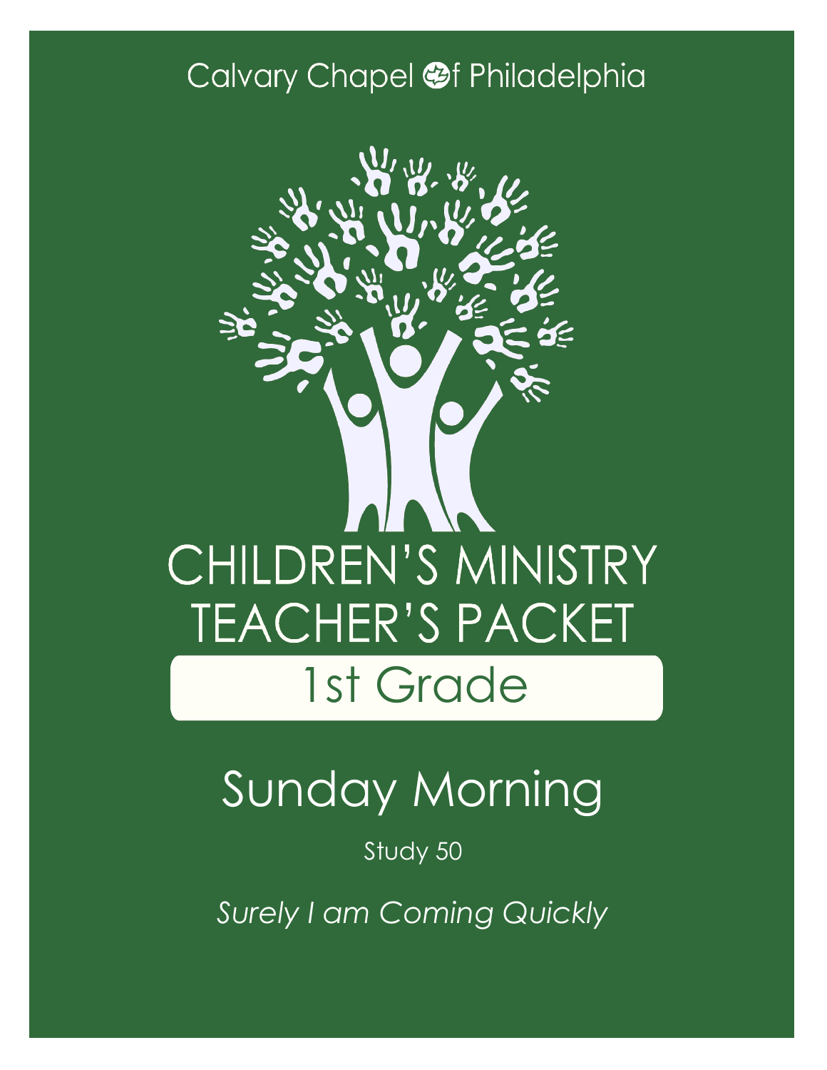Calvary Chapel of Philadelphia

# CHILDREN'S MINISTRY TEACHER'S PACKET

## 1st Grade

# Sunday Morning

Study 50

*Surely I am Coming Quickly*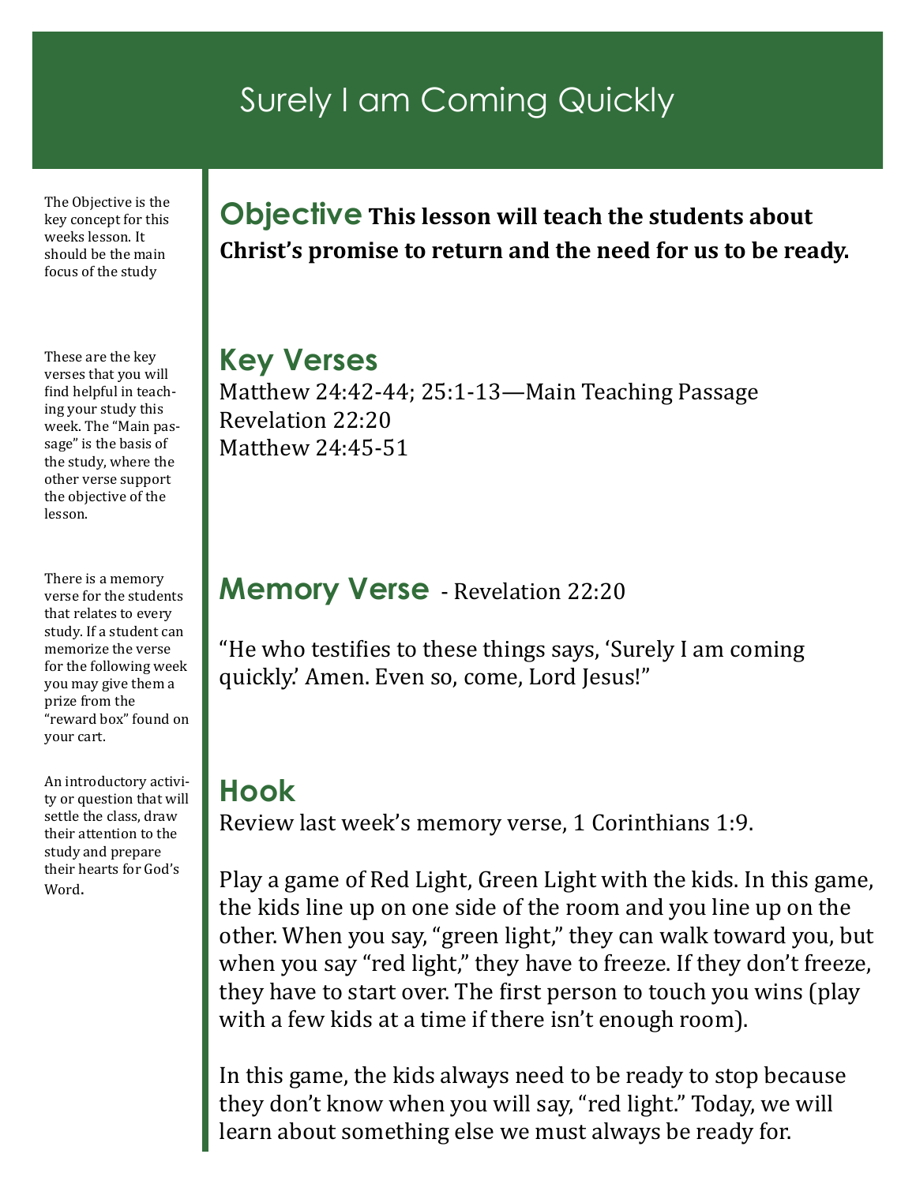# Surely I am Coming Quickly

The Objective is the key concept for this weeks lesson. It should be the main focus of the study

## Objective

**This lesson will teach the students about Christ's promise to return and the need for us to be ready.**

These are the key verses that you will find helpful in teaching your study this week. The "Main passage" is the basis of the study, where the other verse support the objective of the lesson.

## Key Verses

Matthew 24:42-44; 25:1-13—Main Teaching Passage
Revelation 22:20
Matthew 24:45-51

There is a memory verse for the students that relates to every study. If a student can memorize the verse for the following week you may give them a prize from the "reward box" found on your cart.

## Memory Verse - Revelation 22:20

"He who testifies to these things says, 'Surely I am coming quickly.' Amen. Even so, come, Lord Jesus!"

An introductory activity or question that will settle the class, draw their attention to the study and prepare their hearts for God's Word.

## Hook

Review last week's memory verse, 1 Corinthians 1:9.

Play a game of Red Light, Green Light with the kids. In this game, the kids line up on one side of the room and you line up on the other. When you say, "green light," they can walk toward you, but when you say "red light," they have to freeze. If they don't freeze, they have to start over. The first person to touch you wins (play with a few kids at a time if there isn't enough room).

In this game, the kids always need to be ready to stop because they don't know when you will say, "red light." Today, we will learn about something else we must always be ready for.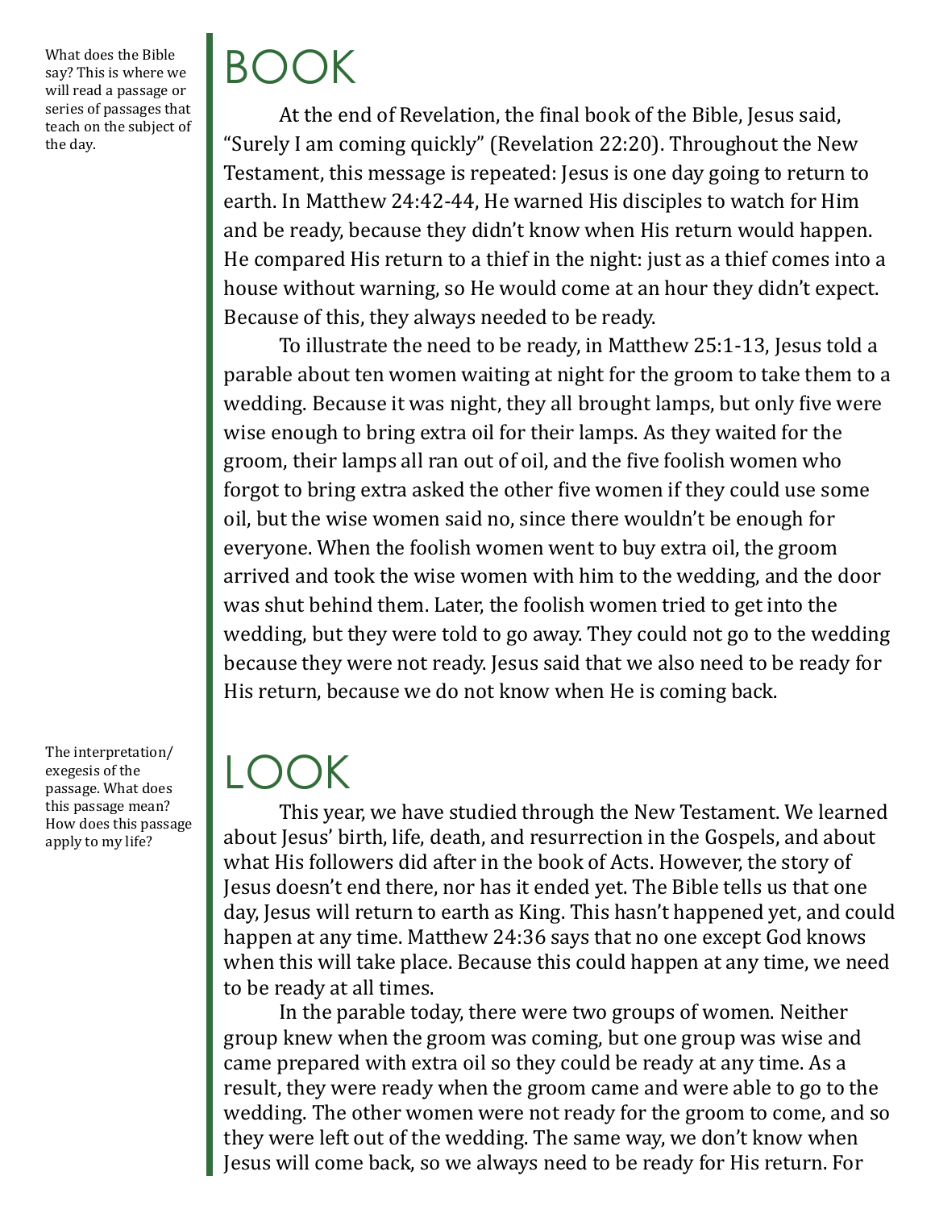What does the Bible say? This is where we will read a passage or series of passages that teach on the subject of the day.

# BOOK

At the end of Revelation, the final book of the Bible, Jesus said, "Surely I am coming quickly" (Revelation 22:20). Throughout the New Testament, this message is repeated: Jesus is one day going to return to earth. In Matthew 24:42-44, He warned His disciples to watch for Him and be ready, because they didn't know when His return would happen. He compared His return to a thief in the night: just as a thief comes into a house without warning, so He would come at an hour they didn't expect. Because of this, they always needed to be ready.

To illustrate the need to be ready, in Matthew 25:1-13, Jesus told a parable about ten women waiting at night for the groom to take them to a wedding. Because it was night, they all brought lamps, but only five were wise enough to bring extra oil for their lamps. As they waited for the groom, their lamps all ran out of oil, and the five foolish women who forgot to bring extra asked the other five women if they could use some oil, but the wise women said no, since there wouldn't be enough for everyone. When the foolish women went to buy extra oil, the groom arrived and took the wise women with him to the wedding, and the door was shut behind them. Later, the foolish women tried to get into the wedding, but they were told to go away. They could not go to the wedding because they were not ready. Jesus said that we also need to be ready for His return, because we do not know when He is coming back.

The interpretation/ exegesis of the passage. What does this passage mean? How does this passage apply to my life?

# LOOK

This year, we have studied through the New Testament. We learned about Jesus' birth, life, death, and resurrection in the Gospels, and about what His followers did after in the book of Acts. However, the story of Jesus doesn't end there, nor has it ended yet. The Bible tells us that one day, Jesus will return to earth as King. This hasn't happened yet, and could happen at any time. Matthew 24:36 says that no one except God knows when this will take place. Because this could happen at any time, we need to be ready at all times.

In the parable today, there were two groups of women. Neither group knew when the groom was coming, but one group was wise and came prepared with extra oil so they could be ready at any time. As a result, they were ready when the groom came and were able to go to the wedding. The other women were not ready for the groom to come, and so they were left out of the wedding. The same way, we don't know when Jesus will come back, so we always need to be ready for His return. For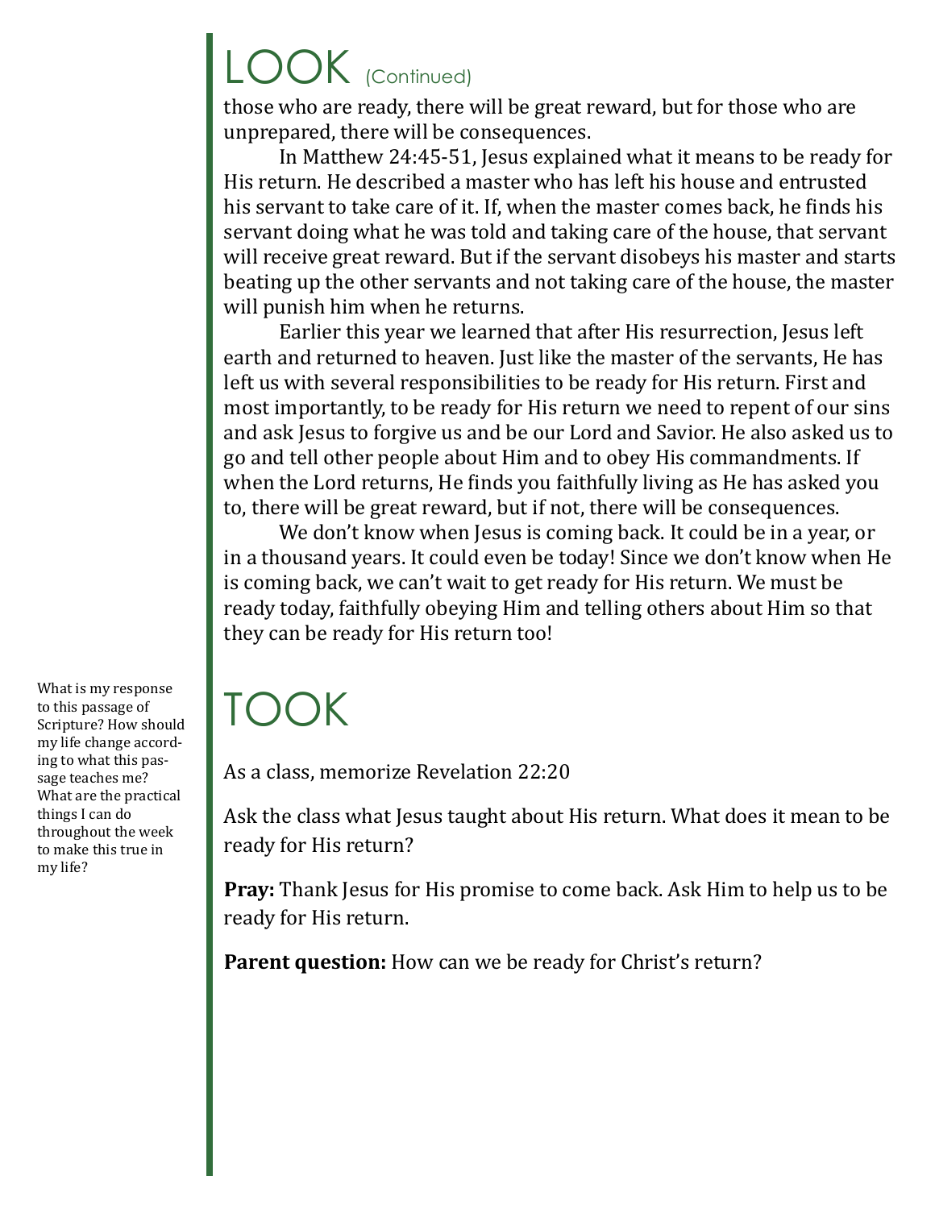# LOOK (Continued)

those who are ready, there will be great reward, but for those who are unprepared, there will be consequences.

In Matthew 24:45-51, Jesus explained what it means to be ready for His return. He described a master who has left his house and entrusted his servant to take care of it. If, when the master comes back, he finds his servant doing what he was told and taking care of the house, that servant will receive great reward. But if the servant disobeys his master and starts beating up the other servants and not taking care of the house, the master will punish him when he returns.

Earlier this year we learned that after His resurrection, Jesus left earth and returned to heaven. Just like the master of the servants, He has left us with several responsibilities to be ready for His return. First and most importantly, to be ready for His return we need to repent of our sins and ask Jesus to forgive us and be our Lord and Savior. He also asked us to go and tell other people about Him and to obey His commandments. If when the Lord returns, He finds you faithfully living as He has asked you to, there will be great reward, but if not, there will be consequences.

We don't know when Jesus is coming back. It could be in a year, or in a thousand years. It could even be today! Since we don't know when He is coming back, we can't wait to get ready for His return. We must be ready today, faithfully obeying Him and telling others about Him so that they can be ready for His return too!

# TOOK

What is my response to this passage of Scripture? How should my life change according to what this passage teaches me? What are the practical things I can do throughout the week to make this true in my life?

As a class, memorize Revelation 22:20

Ask the class what Jesus taught about His return. What does it mean to be ready for His return?

**Pray:** Thank Jesus for His promise to come back. Ask Him to help us to be ready for His return.

**Parent question:** How can we be ready for Christ's return?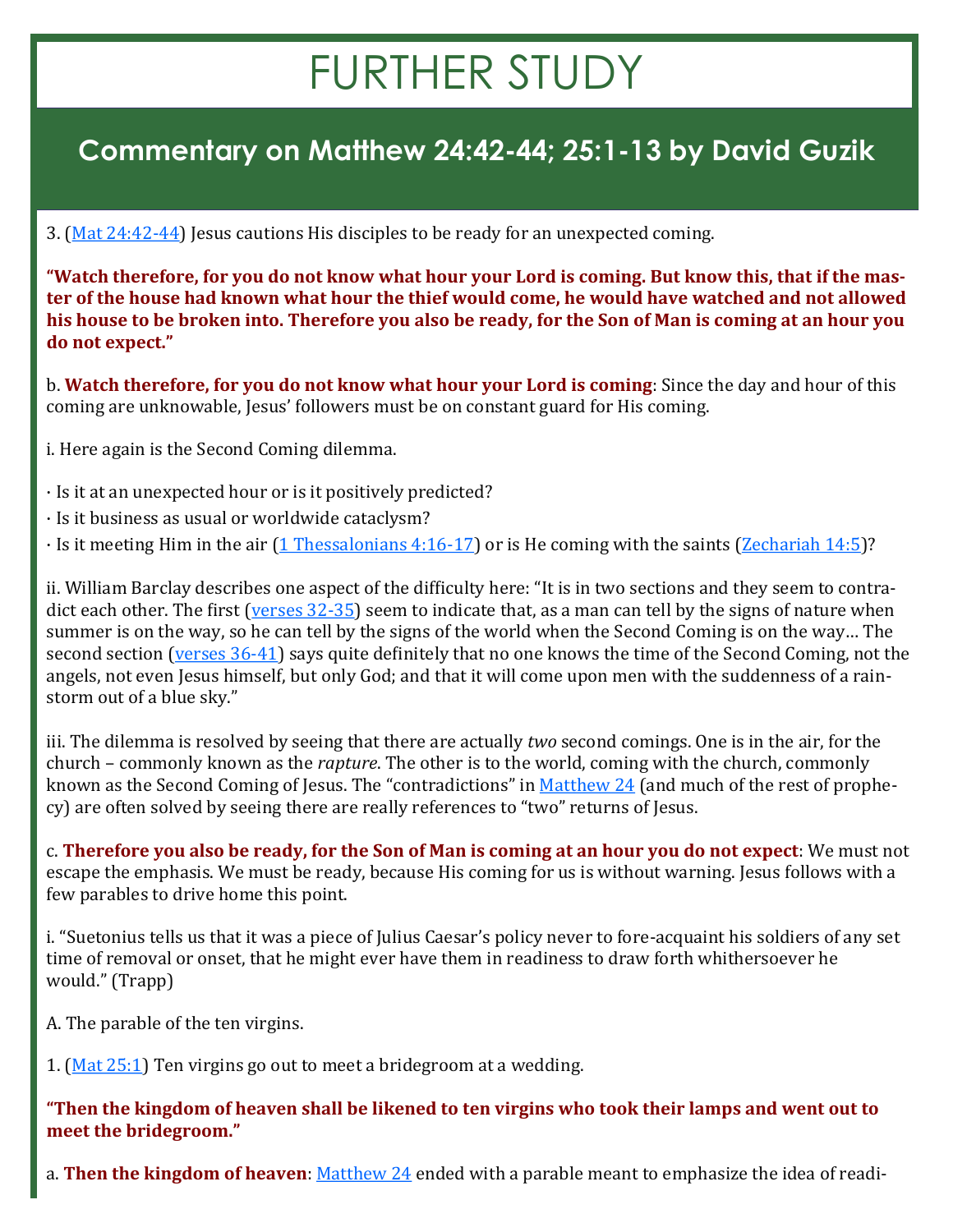# FURTHER STUDY

## Commentary on Matthew 24:42-44; 25:1-13 by David Guzik

3. (Mat 24:42-44) Jesus cautions His disciples to be ready for an unexpected coming.

**"Watch therefore, for you do not know what hour your Lord is coming. But know this, that if the master of the house had known what hour the thief would come, he would have watched and not allowed his house to be broken into. Therefore you also be ready, for the Son of Man is coming at an hour you do not expect."**

b. **Watch therefore, for you do not know what hour your Lord is coming**: Since the day and hour of this coming are unknowable, Jesus' followers must be on constant guard for His coming.

i. Here again is the Second Coming dilemma.

· Is it at an unexpected hour or is it positively predicted?
· Is it business as usual or worldwide cataclysm?
· Is it meeting Him in the air (1 Thessalonians 4:16-17) or is He coming with the saints (Zechariah 14:5)?

ii. William Barclay describes one aspect of the difficulty here: "It is in two sections and they seem to contradict each other. The first (verses 32-35) seem to indicate that, as a man can tell by the signs of nature when summer is on the way, so he can tell by the signs of the world when the Second Coming is on the way… The second section (verses 36-41) says quite definitely that no one knows the time of the Second Coming, not the angels, not even Jesus himself, but only God; and that it will come upon men with the suddenness of a rainstorm out of a blue sky."

iii. The dilemma is resolved by seeing that there are actually *two* second comings. One is in the air, for the church – commonly known as the *rapture*. The other is to the world, coming with the church, commonly known as the Second Coming of Jesus. The "contradictions" in Matthew 24 (and much of the rest of prophecy) are often solved by seeing there are really references to "two" returns of Jesus.

c. **Therefore you also be ready, for the Son of Man is coming at an hour you do not expect**: We must not escape the emphasis. We must be ready, because His coming for us is without warning. Jesus follows with a few parables to drive home this point.

i. "Suetonius tells us that it was a piece of Julius Caesar's policy never to fore-acquaint his soldiers of any set time of removal or onset, that he might ever have them in readiness to draw forth whithersoever he would." (Trapp)

A. The parable of the ten virgins.

1. (Mat 25:1) Ten virgins go out to meet a bridegroom at a wedding.

**"Then the kingdom of heaven shall be likened to ten virgins who took their lamps and went out to meet the bridegroom."**

a. **Then the kingdom of heaven**: Matthew 24 ended with a parable meant to emphasize the idea of readi-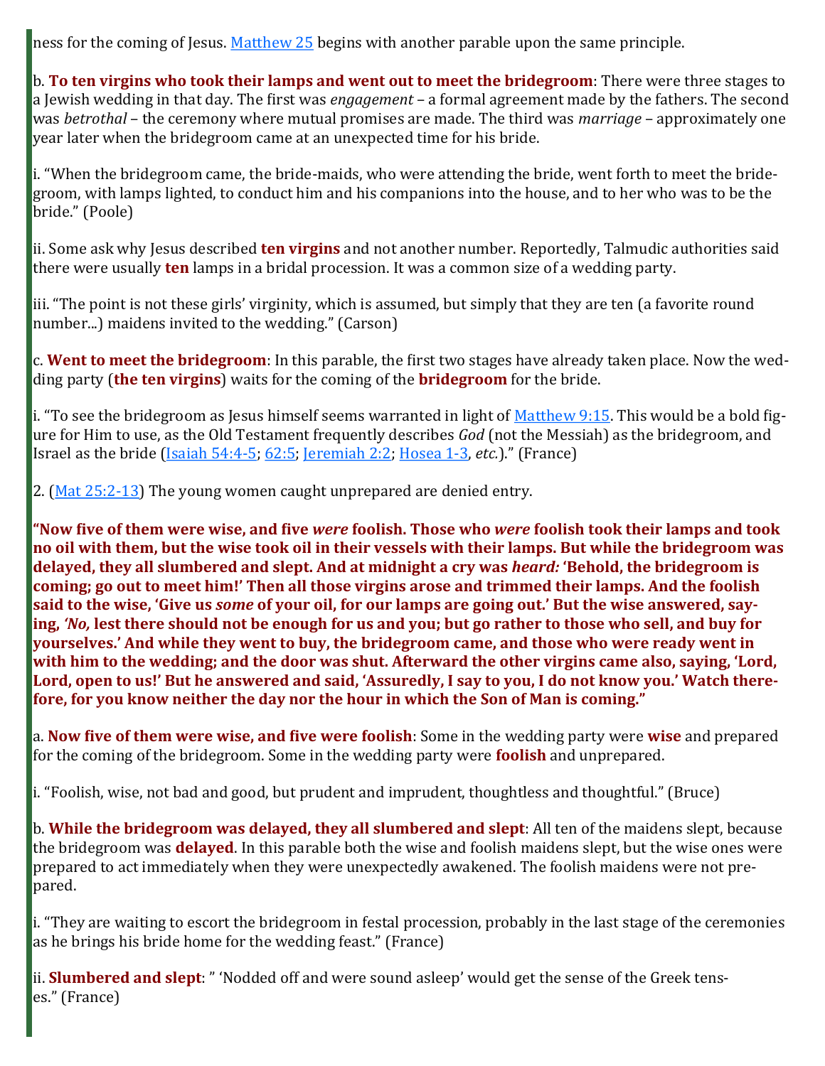ness for the coming of Jesus. Matthew 25 begins with another parable upon the same principle.

b. **To ten virgins who took their lamps and went out to meet the bridegroom**: There were three stages to a Jewish wedding in that day. The first was *engagement* – a formal agreement made by the fathers. The second was *betrothal* – the ceremony where mutual promises are made. The third was *marriage* – approximately one year later when the bridegroom came at an unexpected time for his bride.

i. "When the bridegroom came, the bride-maids, who were attending the bride, went forth to meet the bridegroom, with lamps lighted, to conduct him and his companions into the house, and to her who was to be the bride." (Poole)

ii. Some ask why Jesus described **ten virgins** and not another number. Reportedly, Talmudic authorities said there were usually **ten** lamps in a bridal procession. It was a common size of a wedding party.

iii. "The point is not these girls' virginity, which is assumed, but simply that they are ten (a favorite round number...) maidens invited to the wedding." (Carson)

c. **Went to meet the bridegroom**: In this parable, the first two stages have already taken place. Now the wedding party (**the ten virgins**) waits for the coming of the **bridegroom** for the bride.

i. "To see the bridegroom as Jesus himself seems warranted in light of Matthew 9:15. This would be a bold figure for Him to use, as the Old Testament frequently describes *God* (not the Messiah) as the bridegroom, and Israel as the bride (Isaiah 54:4-5; 62:5; Jeremiah 2:2; Hosea 1-3, *etc.*)." (France)

2. (Mat 25:2-13) The young women caught unprepared are denied entry.

**"Now five of them were wise, and five *were* foolish. Those who *were* foolish took their lamps and took no oil with them, but the wise took oil in their vessels with their lamps. But while the bridegroom was delayed, they all slumbered and slept. And at midnight a cry was *heard:* 'Behold, the bridegroom is coming; go out to meet him!' Then all those virgins arose and trimmed their lamps. And the foolish said to the wise, 'Give us *some* of your oil, for our lamps are going out.' But the wise answered, saying, '*No,* lest there should not be enough for us and you; but go rather to those who sell, and buy for yourselves.' And while they went to buy, the bridegroom came, and those who were ready went in with him to the wedding; and the door was shut. Afterward the other virgins came also, saying, 'Lord, Lord, open to us!' But he answered and said, 'Assuredly, I say to you, I do not know you.' Watch therefore, for you know neither the day nor the hour in which the Son of Man is coming."**

a. **Now five of them were wise, and five were foolish**: Some in the wedding party were **wise** and prepared for the coming of the bridegroom. Some in the wedding party were **foolish** and unprepared.

i. "Foolish, wise, not bad and good, but prudent and imprudent, thoughtless and thoughtful." (Bruce)

b. **While the bridegroom was delayed, they all slumbered and slept**: All ten of the maidens slept, because the bridegroom was **delayed**. In this parable both the wise and foolish maidens slept, but the wise ones were prepared to act immediately when they were unexpectedly awakened. The foolish maidens were not prepared.

i. "They are waiting to escort the bridegroom in festal procession, probably in the last stage of the ceremonies as he brings his bride home for the wedding feast." (France)

ii. **Slumbered and slept**: " 'Nodded off and were sound asleep' would get the sense of the Greek tenses." (France)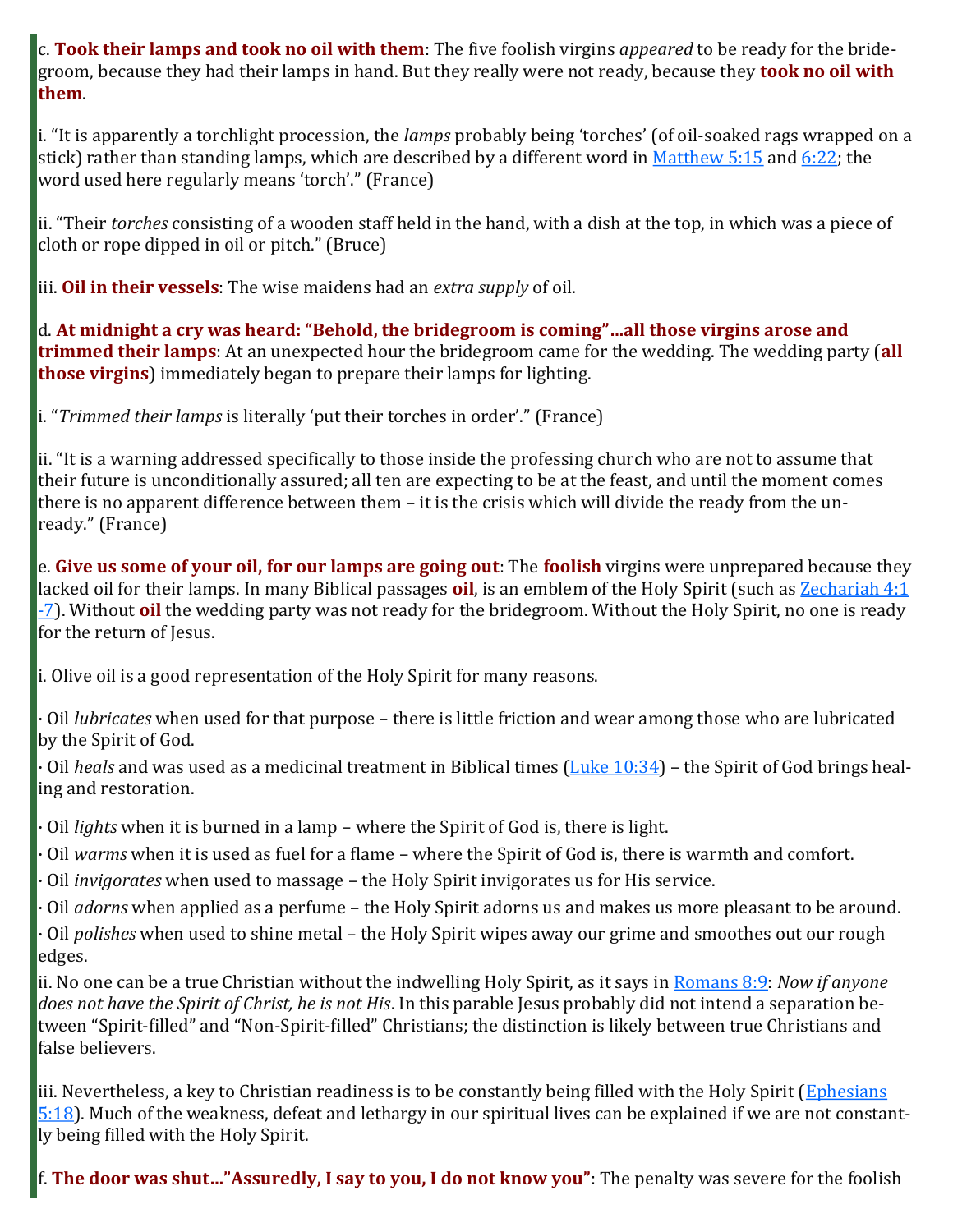c. **Took their lamps and took no oil with them**: The five foolish virgins *appeared* to be ready for the bridegroom, because they had their lamps in hand. But they really were not ready, because they **took no oil with them**.

i. "It is apparently a torchlight procession, the *lamps* probably being 'torches' (of oil-soaked rags wrapped on a stick) rather than standing lamps, which are described by a different word in Matthew 5:15 and 6:22; the word used here regularly means 'torch'." (France)

ii. "Their *torches* consisting of a wooden staff held in the hand, with a dish at the top, in which was a piece of cloth or rope dipped in oil or pitch." (Bruce)

iii. **Oil in their vessels**: The wise maidens had an *extra supply* of oil.

d. **At midnight a cry was heard: "Behold, the bridegroom is coming"…all those virgins arose and trimmed their lamps**: At an unexpected hour the bridegroom came for the wedding. The wedding party (**all those virgins**) immediately began to prepare their lamps for lighting.

i. "*Trimmed their lamps* is literally 'put their torches in order'." (France)

ii. "It is a warning addressed specifically to those inside the professing church who are not to assume that their future is unconditionally assured; all ten are expecting to be at the feast, and until the moment comes there is no apparent difference between them – it is the crisis which will divide the ready from the unready." (France)

e. **Give us some of your oil, for our lamps are going out**: The **foolish** virgins were unprepared because they lacked oil for their lamps. In many Biblical passages **oil**, is an emblem of the Holy Spirit (such as Zechariah 4:1-7). Without **oil** the wedding party was not ready for the bridegroom. Without the Holy Spirit, no one is ready for the return of Jesus.

i. Olive oil is a good representation of the Holy Spirit for many reasons.

· Oil *lubricates* when used for that purpose – there is little friction and wear among those who are lubricated by the Spirit of God.
· Oil *heals* and was used as a medicinal treatment in Biblical times (Luke 10:34) – the Spirit of God brings healing and restoration.

· Oil *lights* when it is burned in a lamp – where the Spirit of God is, there is light.
· Oil *warms* when it is used as fuel for a flame – where the Spirit of God is, there is warmth and comfort.
· Oil *invigorates* when used to massage – the Holy Spirit invigorates us for His service.
· Oil *adorns* when applied as a perfume – the Holy Spirit adorns us and makes us more pleasant to be around.
· Oil *polishes* when used to shine metal – the Holy Spirit wipes away our grime and smoothes out our rough edges.

ii. No one can be a true Christian without the indwelling Holy Spirit, as it says in Romans 8:9: *Now if anyone does not have the Spirit of Christ, he is not His*. In this parable Jesus probably did not intend a separation between "Spirit-filled" and "Non-Spirit-filled" Christians; the distinction is likely between true Christians and false believers.

iii. Nevertheless, a key to Christian readiness is to be constantly being filled with the Holy Spirit (Ephesians 5:18). Much of the weakness, defeat and lethargy in our spiritual lives can be explained if we are not constantly being filled with the Holy Spirit.

f. **The door was shut…"Assuredly, I say to you, I do not know you"**: The penalty was severe for the foolish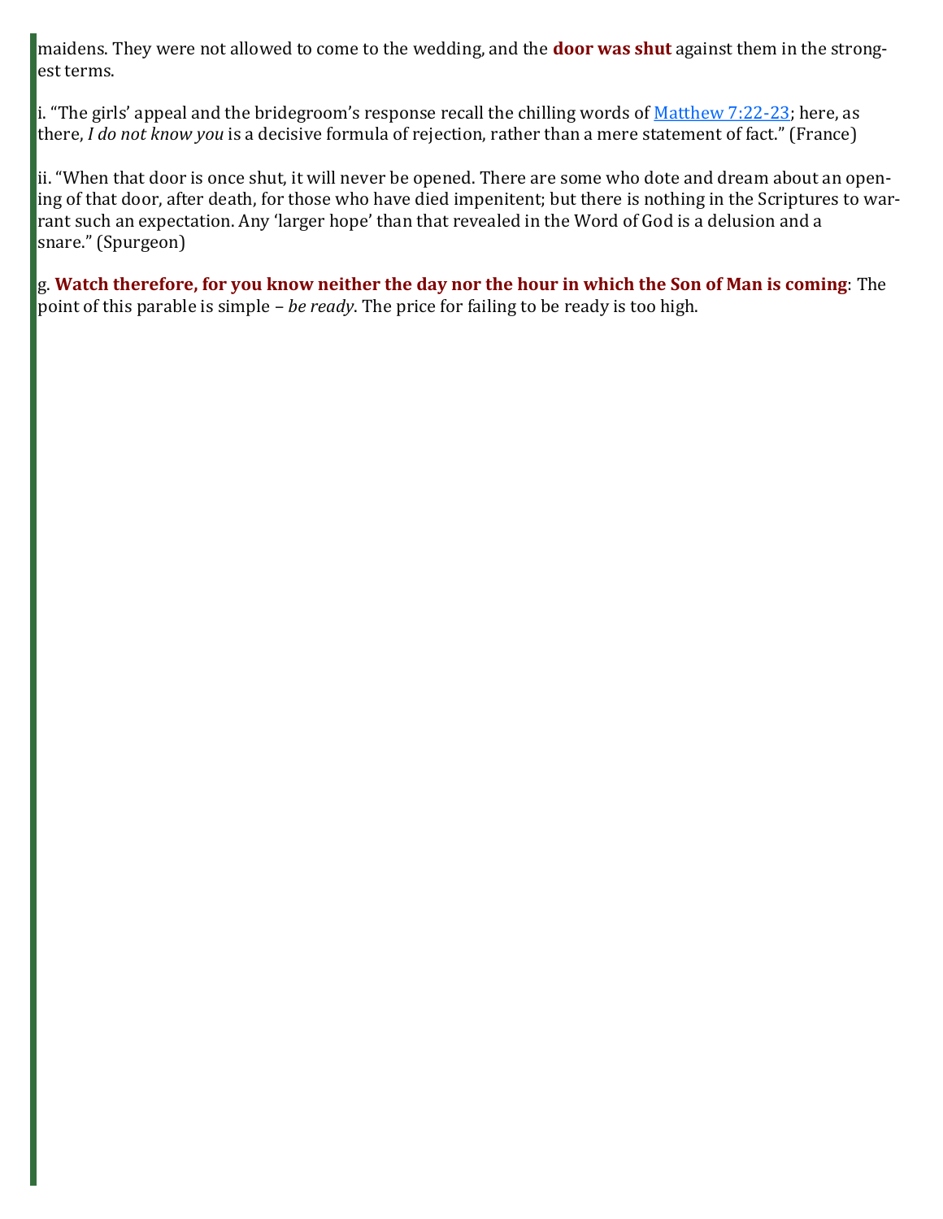maidens. They were not allowed to come to the wedding, and the **door was shut** against them in the strongest terms.

i. "The girls' appeal and the bridegroom's response recall the chilling words of [Matthew 7:22-23](Matthew 7:22-23); here, as there, *I do not know you* is a decisive formula of rejection, rather than a mere statement of fact." (France)

ii. "When that door is once shut, it will never be opened. There are some who dote and dream about an opening of that door, after death, for those who have died impenitent; but there is nothing in the Scriptures to warrant such an expectation. Any 'larger hope' than that revealed in the Word of God is a delusion and a snare." (Spurgeon)

g. **Watch therefore, for you know neither the day nor the hour in which the Son of Man is coming**: The point of this parable is simple – *be ready*. The price for failing to be ready is too high.